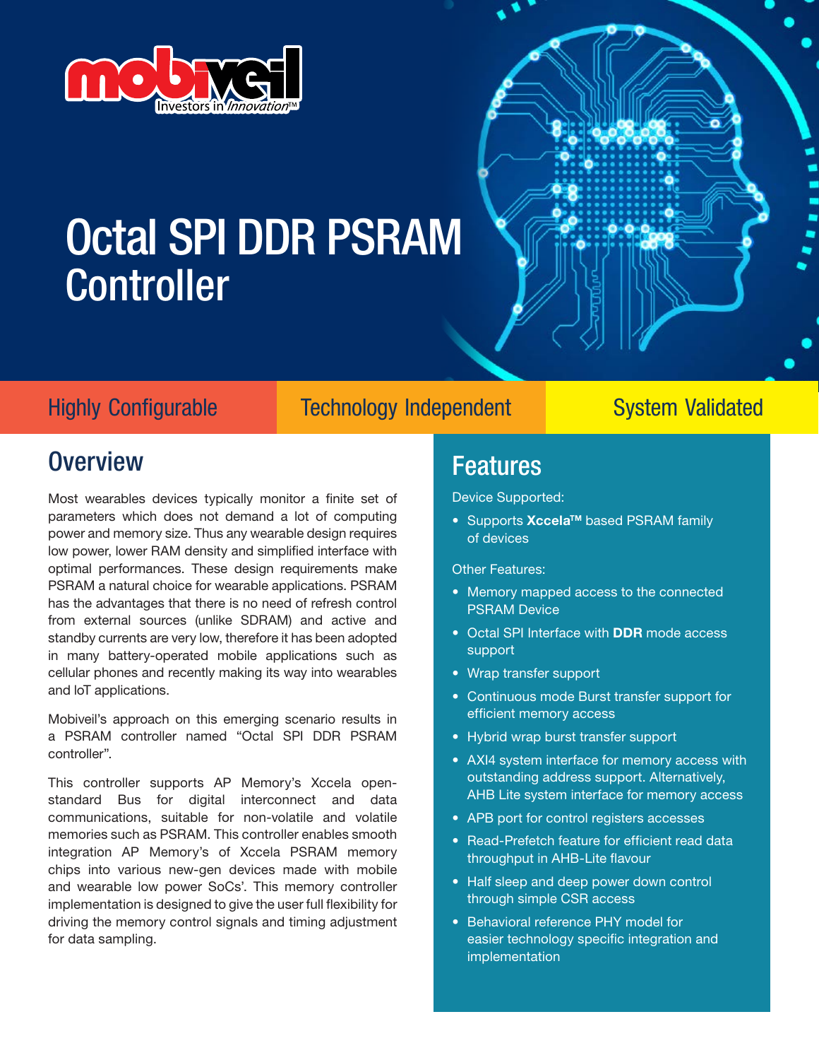# Octal SPI DDR PSRAM Controller

Highly Configurable | Technology Independent | System Validated

## Overview

Most wearables devices typically monitor a finite set of parameters which does not demand a lot of computing power and memory size. Thus any wearable design requires low power, lower RAM density and simplified interface with optimal performances. These design requirements make PSRAM a natural choice for wearable applications. PSRAM has the advantages that there is no need of refresh control from external sources (unlike SDRAM) and active and standby currents are very low, therefore it has been adopted in many battery-operated mobile applications such as cellular phones and recently making its way into wearables and IoT applications.

Mobiveil's approach on this emerging scenario results in a PSRAM controller named "Octal SPI DDR PSRAM controller".

This controller supports AP Memory's Xccela open-standard Bus for digital interconnect and data communications, suitable for non-volatile and volatile memories such as PSRAM. This controller enables smooth integration AP Memory's of Xccela PSRAM memory chips into various new-gen devices made with mobile and wearable low power SoCs'. This memory controller implementation is designed to give the user full flexibility for driving the memory control signals and timing adjustment for data sampling.

## Features

Device Supported:

- Supports **Xccela™** based PSRAM family of devices

Other Features:

- Memory mapped access to the connected PSRAM Device
- Octal SPI Interface with **DDR** mode access support
- Wrap transfer support
- Continuous mode Burst transfer support for efficient memory access
- Hybrid wrap burst transfer support
- AXI4 system interface for memory access with outstanding address support. Alternatively, AHB Lite system interface for memory access
- APB port for control registers accesses
- Read-Prefetch feature for efficient read data throughput in AHB-Lite flavour
- Half sleep and deep power down control through simple CSR access
- Behavioral reference PHY model for easier technology specific integration and implementation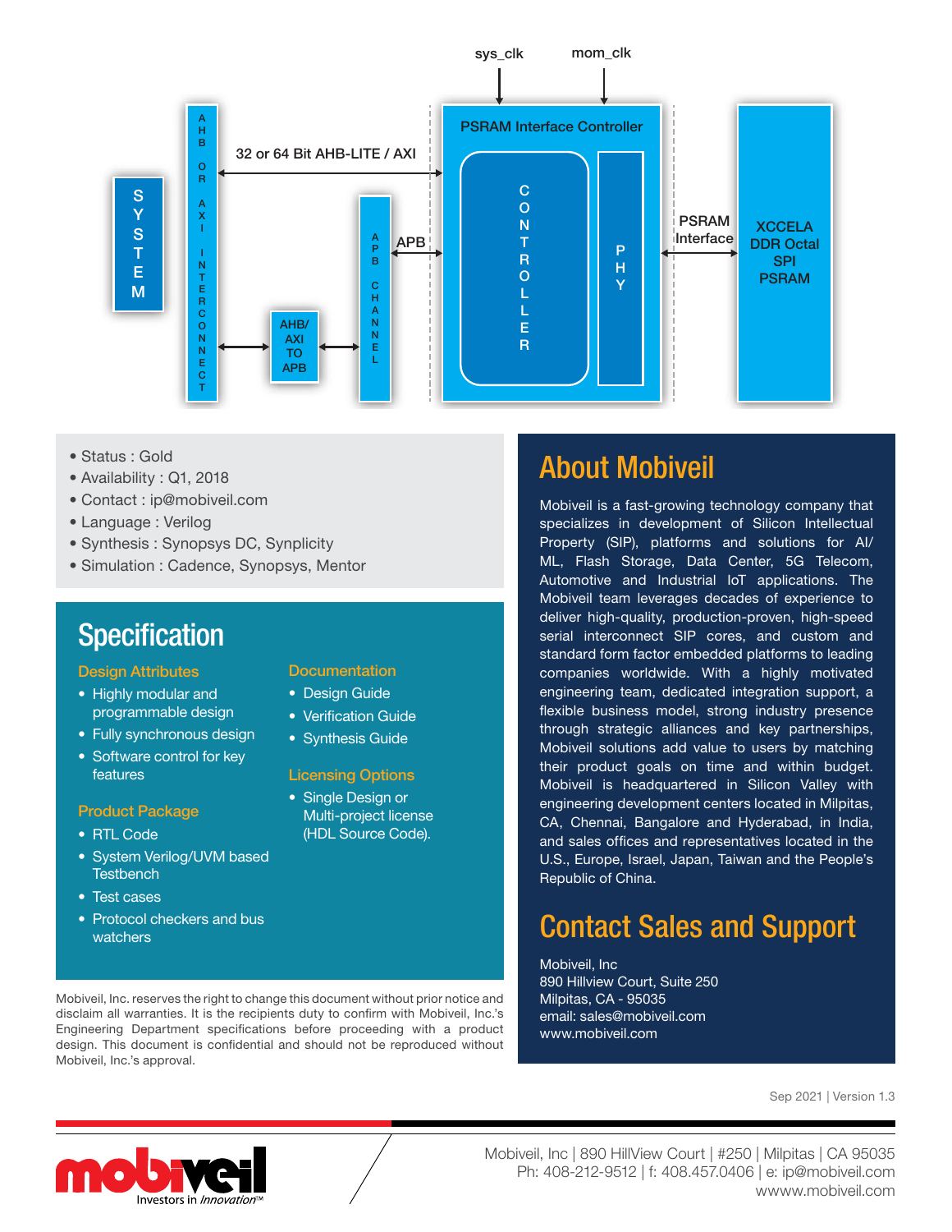SYSTEM

AHB OR AXI INTERCONNECT

32 or 64 Bit AHB-LITE / AXI

AHB/AXI TO APB

APB CHANNEL

APB

sys_clk

mom_clk

PSRAM Interface Controller

CONTROLLER

PHY

PSRAM Interface

XCCELA DDR Octal SPI PSRAM

- Status : Gold
- Availability : Q1, 2018
- Contact : ip@mobiveil.com
- Language : Verilog
- Synthesis : Synopsys DC, Synplicity
- Simulation : Cadence, Synopsys, Mentor

## Specification

### Design Attributes

- Highly modular and programmable design
- Fully synchronous design
- Software control for key features

### Product Package

- RTL Code
- System Verilog/UVM based Testbench
- Test cases
- Protocol checkers and bus watchers

### Documentation

- Design Guide
- Verification Guide
- Synthesis Guide

### Licensing Options

- Single Design or Multi-project license (HDL Source Code).

Mobiveil, Inc. reserves the right to change this document without prior notice and disclaim all warranties. It is the recipients duty to confirm with Mobiveil, Inc.'s Engineering Department specifications before proceeding with a product design. This document is confidential and should not be reproduced without Mobiveil, Inc.'s approval.

## About Mobiveil

Mobiveil is a fast-growing technology company that specializes in development of Silicon Intellectual Property (SIP), platforms and solutions for AI/ML, Flash Storage, Data Center, 5G Telecom, Automotive and Industrial IoT applications. The Mobiveil team leverages decades of experience to deliver high-quality, production-proven, high-speed serial interconnect SIP cores, and custom and standard form factor embedded platforms to leading companies worldwide. With a highly motivated engineering team, dedicated integration support, a flexible business model, strong industry presence through strategic alliances and key partnerships, Mobiveil solutions add value to users by matching their product goals on time and within budget. Mobiveil is headquartered in Silicon Valley with engineering development centers located in Milpitas, CA, Chennai, Bangalore and Hyderabad, in India, and sales offices and representatives located in the U.S., Europe, Israel, Japan, Taiwan and the People's Republic of China.

## Contact Sales and Support

Mobiveil, Inc
890 Hillview Court, Suite 250
Milpitas, CA - 95035
email: sales@mobiveil.com
www.mobiveil.com

Sep 2021 | Version 1.3

mobiveil Investors in Innovation™

Mobiveil, Inc | 890 HillView Court | #250 | Milpitas | CA 95035
Ph: 408-212-9512 | f: 408.457.0406 | e: ip@mobiveil.com
wwww.mobiveil.com